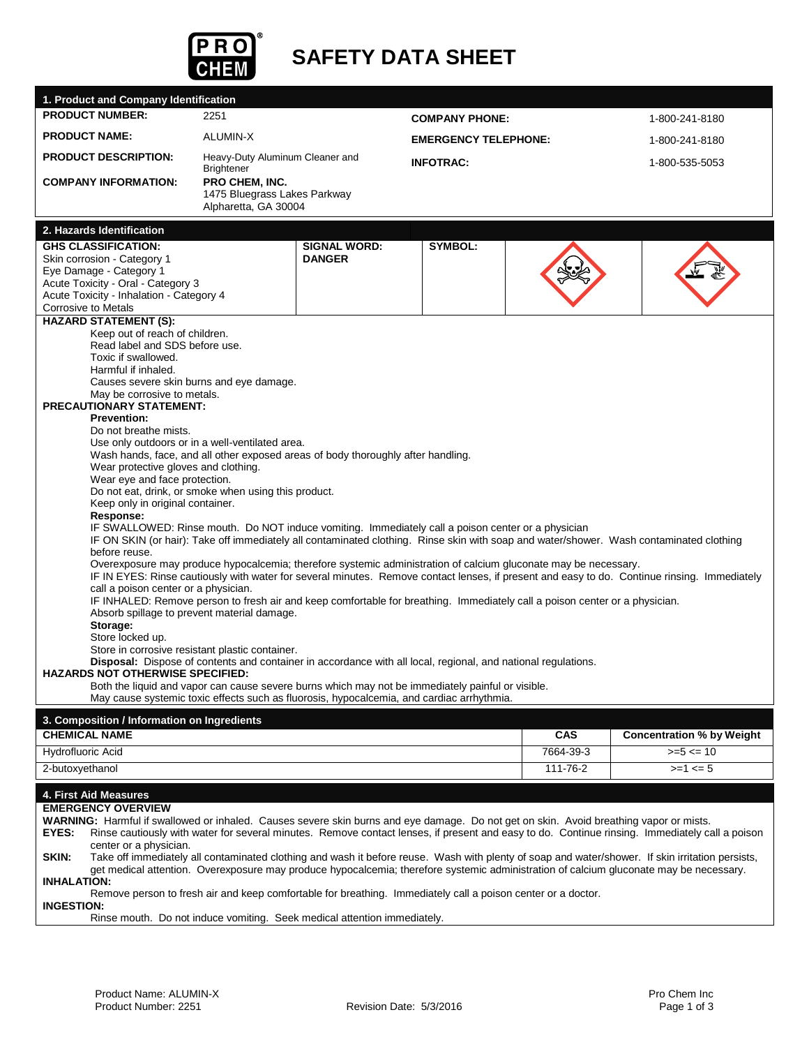# SAFETY DATA SHEET

## 1. Product and Company Identification

| | | | |
|---|---|---|---|
| **PRODUCT NUMBER:** | 2251 | **COMPANY PHONE:** | 1-800-241-8180 |
| **PRODUCT NAME:** | ALUMIN-X | **EMERGENCY TELEPHONE:** | 1-800-241-8180 |
| **PRODUCT DESCRIPTION:** | Heavy-Duty Aluminum Cleaner and Brightener | **INFOTRAC:** | 1-800-535-5053 |
| **COMPANY INFORMATION:** | **PRO CHEM, INC.** 1475 Bluegrass Lakes Parkway Alpharetta, GA 30004 | | |

## 2. Hazards Identification

| **GHS CLASSIFICATION:** | **SIGNAL WORD:** | **SYMBOL:** |
|---|---|---|
| Skin corrosion - Category 1<br>Eye Damage - Category 1<br>Acute Toxicity - Oral - Category 3<br>Acute Toxicity - Inhalation - Category 4<br>Corrosive to Metals | **DANGER** | |

**HAZARD STATEMENT (S):**

Keep out of reach of children.
Read label and SDS before use.
Toxic if swallowed.
Harmful if inhaled.
Causes severe skin burns and eye damage.
May be corrosive to metals.

**PRECAUTIONARY STATEMENT:**

**Prevention:**

Do not breathe mists.
Use only outdoors or in a well-ventilated area.
Wash hands, face, and all other exposed areas of body thoroughly after handling.
Wear protective gloves and clothing.
Wear eye and face protection.
Do not eat, drink, or smoke when using this product.
Keep only in original container.

**Response:**

IF SWALLOWED: Rinse mouth. Do NOT induce vomiting. Immediately call a poison center or a physician
IF ON SKIN (or hair): Take off immediately all contaminated clothing. Rinse skin with soap and water/shower. Wash contaminated clothing before reuse.
Overexposure may produce hypocalcemia; therefore systemic administration of calcium gluconate may be necessary.
IF IN EYES: Rinse cautiously with water for several minutes. Remove contact lenses, if present and easy to do. Continue rinsing. Immediately call a poison center or a physician.
IF INHALED: Remove person to fresh air and keep comfortable for breathing. Immediately call a poison center or a physician.
Absorb spillage to prevent material damage.

**Storage:**

Store locked up.
Store in corrosive resistant plastic container.

**Disposal:** Dispose of contents and container in accordance with all local, regional, and national regulations.

**HAZARDS NOT OTHERWISE SPECIFIED:**

Both the liquid and vapor can cause severe burns which may not be immediately painful or visible.
May cause systemic toxic effects such as fluorosis, hypocalcemia, and cardiac arrhythmia.

## 3. Composition / Information on Ingredients

| CHEMICAL NAME | CAS | Concentration % by Weight |
|---|---|---|
| Hydrofluoric Acid | 7664-39-3 | >=5 <= 10 |
| 2-butoxyethanol | 111-76-2 | >=1 <= 5 |

## 4. First Aid Measures

**EMERGENCY OVERVIEW**

**WARNING:** Harmful if swallowed or inhaled. Causes severe skin burns and eye damage. Do not get on skin. Avoid breathing vapor or mists.

**EYES:** Rinse cautiously with water for several minutes. Remove contact lenses, if present and easy to do. Continue rinsing. Immediately call a poison center or a physician.

**SKIN:** Take off immediately all contaminated clothing and wash it before reuse. Wash with plenty of soap and water/shower. If skin irritation persists, get medical attention. Overexposure may produce hypocalcemia; therefore systemic administration of calcium gluconate may be necessary.

**INHALATION:**

Remove person to fresh air and keep comfortable for breathing. Immediately call a poison center or a doctor.

**INGESTION:**

Rinse mouth. Do not induce vomiting. Seek medical attention immediately.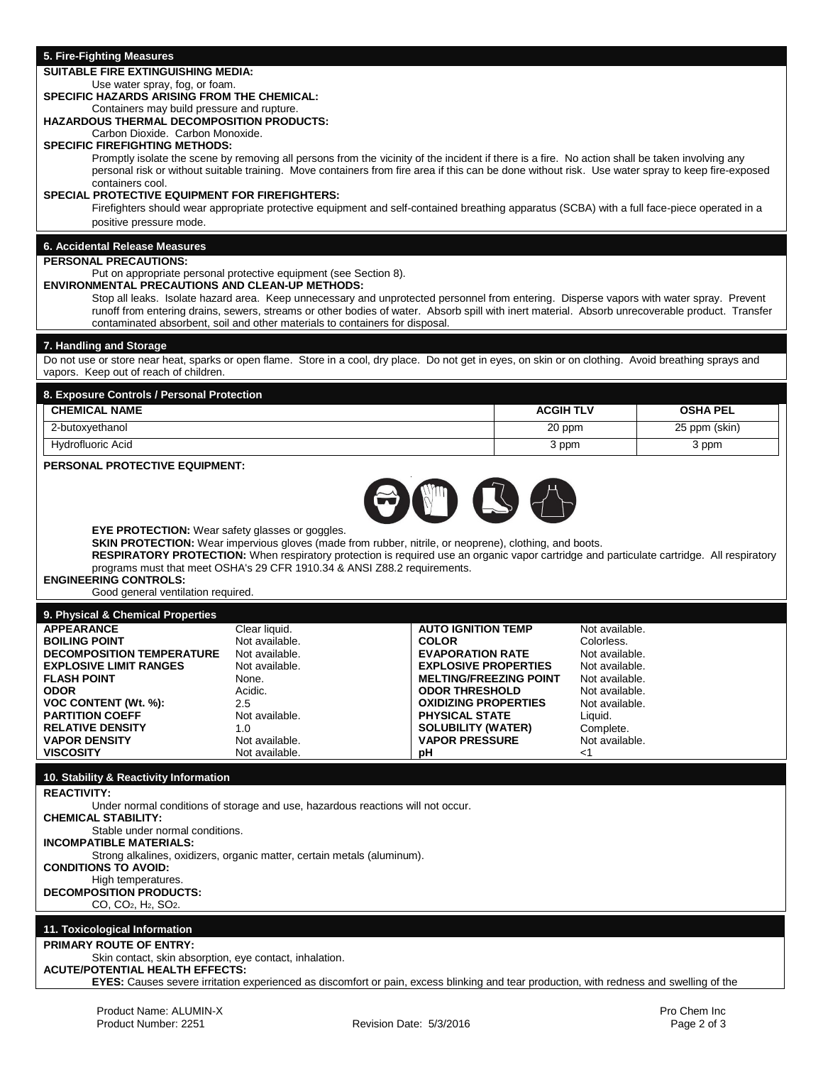## 5. Fire-Fighting Measures

**SUITABLE FIRE EXTINGUISHING MEDIA:**

Use water spray, fog, or foam.

**SPECIFIC HAZARDS ARISING FROM THE CHEMICAL:**

Containers may build pressure and rupture.

**HAZARDOUS THERMAL DECOMPOSITION PRODUCTS:**

Carbon Dioxide. Carbon Monoxide.

**SPECIFIC FIREFIGHTING METHODS:**

Promptly isolate the scene by removing all persons from the vicinity of the incident if there is a fire. No action shall be taken involving any personal risk or without suitable training. Move containers from fire area if this can be done without risk. Use water spray to keep fire-exposed containers cool.

**SPECIAL PROTECTIVE EQUIPMENT FOR FIREFIGHTERS:**

Firefighters should wear appropriate protective equipment and self-contained breathing apparatus (SCBA) with a full face-piece operated in a positive pressure mode.

## 6. Accidental Release Measures

**PERSONAL PRECAUTIONS:**

Put on appropriate personal protective equipment (see Section 8).

**ENVIRONMENTAL PRECAUTIONS AND CLEAN-UP METHODS:**

Stop all leaks. Isolate hazard area. Keep unnecessary and unprotected personnel from entering. Disperse vapors with water spray. Prevent runoff from entering drains, sewers, streams or other bodies of water. Absorb spill with inert material. Absorb unrecoverable product. Transfer contaminated absorbent, soil and other materials to containers for disposal.

## 7. Handling and Storage

Do not use or store near heat, sparks or open flame. Store in a cool, dry place. Do not get in eyes, on skin or on clothing. Avoid breathing sprays and vapors. Keep out of reach of children.

## 8. Exposure Controls / Personal Protection

| CHEMICAL NAME | ACGIH TLV | OSHA PEL |
|---|---|---|
| 2-butoxyethanol | 20 ppm | 25 ppm (skin) |
| Hydrofluoric Acid | 3 ppm | 3 ppm |

**PERSONAL PROTECTIVE EQUIPMENT:**

**EYE PROTECTION:** Wear safety glasses or goggles.

**SKIN PROTECTION:** Wear impervious gloves (made from rubber, nitrile, or neoprene), clothing, and boots.

**RESPIRATORY PROTECTION:** When respiratory protection is required use an organic vapor cartridge and particulate cartridge. All respiratory programs must that meet OSHA's 29 CFR 1910.34 & ANSI Z88.2 requirements.

**ENGINEERING CONTROLS:**

Good general ventilation required.

## 9. Physical & Chemical Properties

| Property | Value | Property | Value |
|---|---|---|---|
| **APPEARANCE** | Clear liquid. | **AUTO IGNITION TEMP** | Not available. |
| **BOILING POINT** | Not available. | **COLOR** | Colorless. |
| **DECOMPOSITION TEMPERATURE** | Not available. | **EVAPORATION RATE** | Not available. |
| **EXPLOSIVE LIMIT RANGES** | Not available. | **EXPLOSIVE PROPERTIES** | Not available. |
| **FLASH POINT** | None. | **MELTING/FREEZING POINT** | Not available. |
| **ODOR** | Acidic. | **ODOR THRESHOLD** | Not available. |
| **VOC CONTENT (Wt. %):** | 2.5 | **OXIDIZING PROPERTIES** | Not available. |
| **PARTITION COEFF** | Not available. | **PHYSICAL STATE** | Liquid. |
| **RELATIVE DENSITY** | 1.0 | **SOLUBILITY (WATER)** | Complete. |
| **VAPOR DENSITY** | Not available. | **VAPOR PRESSURE** | Not available. |
| **VISCOSITY** | Not available. | **pH** | <1 |

## 10. Stability & Reactivity Information

**REACTIVITY:**

Under normal conditions of storage and use, hazardous reactions will not occur.

**CHEMICAL STABILITY:**

Stable under normal conditions.

**INCOMPATIBLE MATERIALS:**

Strong alkalines, oxidizers, organic matter, certain metals (aluminum).

**CONDITIONS TO AVOID:**

High temperatures.

**DECOMPOSITION PRODUCTS:**

CO, $CO_2$, $H_2$, $SO_2$.

## 11. Toxicological Information

**PRIMARY ROUTE OF ENTRY:**

Skin contact, skin absorption, eye contact, inhalation.

**ACUTE/POTENTIAL HEALTH EFFECTS:**

**EYES:** Causes severe irritation experienced as discomfort or pain, excess blinking and tear production, with redness and swelling of the

Product Name: ALUMIN-X
Product Number: 2251
Revision Date: 5/3/2016
Pro Chem Inc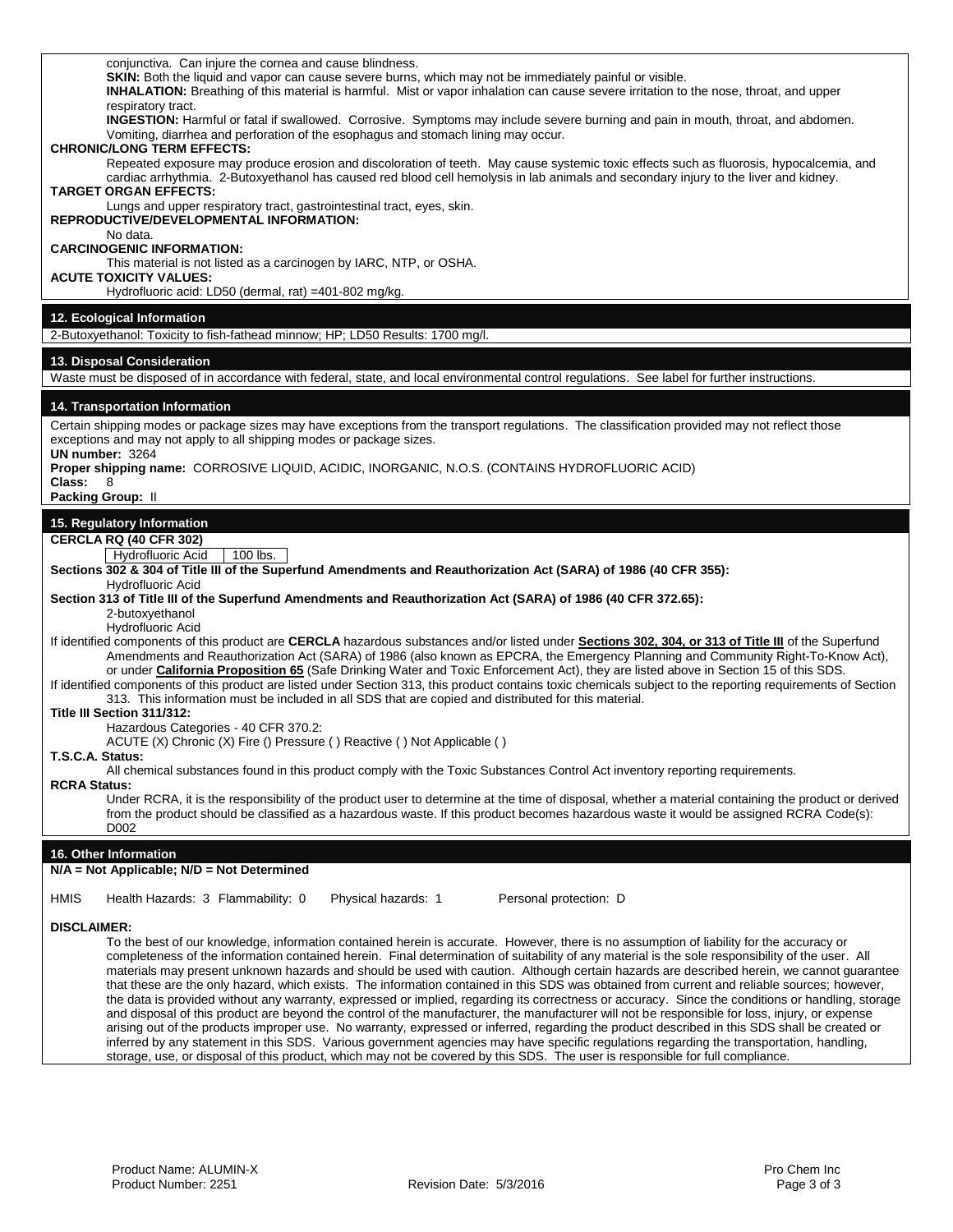conjunctiva. Can injure the cornea and cause blindness.

**SKIN:** Both the liquid and vapor can cause severe burns, which may not be immediately painful or visible.

**INHALATION:** Breathing of this material is harmful. Mist or vapor inhalation can cause severe irritation to the nose, throat, and upper respiratory tract.

**INGESTION:** Harmful or fatal if swallowed. Corrosive. Symptoms may include severe burning and pain in mouth, throat, and abdomen. Vomiting, diarrhea and perforation of the esophagus and stomach lining may occur.

**CHRONIC/LONG TERM EFFECTS:**

Repeated exposure may produce erosion and discoloration of teeth. May cause systemic toxic effects such as fluorosis, hypocalcemia, and cardiac arrhythmia. 2-Butoxyethanol has caused red blood cell hemolysis in lab animals and secondary injury to the liver and kidney.

**TARGET ORGAN EFFECTS:**

Lungs and upper respiratory tract, gastrointestinal tract, eyes, skin.

**REPRODUCTIVE/DEVELOPMENTAL INFORMATION:**

No data.

**CARCINOGENIC INFORMATION:**

This material is not listed as a carcinogen by IARC, NTP, or OSHA.

**ACUTE TOXICITY VALUES:**

Hydrofluoric acid: LD50 (dermal, rat) =401-802 mg/kg.

## 12. Ecological Information

2-Butoxyethanol: Toxicity to fish-fathead minnow; HP; LD50 Results: 1700 mg/l.

## 13. Disposal Consideration

Waste must be disposed of in accordance with federal, state, and local environmental control regulations. See label for further instructions.

## 14. Transportation Information

Certain shipping modes or package sizes may have exceptions from the transport regulations. The classification provided may not reflect those exceptions and may not apply to all shipping modes or package sizes.

**UN number:** 3264

**Proper shipping name:** CORROSIVE LIQUID, ACIDIC, INORGANIC, N.O.S. (CONTAINS HYDROFLUORIC ACID)

**Class:** 8

**Packing Group:** II

## 15. Regulatory Information

**CERCLA RQ (40 CFR 302)**

| | |
|---|---|
| Hydrofluoric Acid | 100 lbs. |

**Sections 302 & 304 of Title III of the Superfund Amendments and Reauthorization Act (SARA) of 1986 (40 CFR 355):**

Hydrofluoric Acid

**Section 313 of Title III of the Superfund Amendments and Reauthorization Act (SARA) of 1986 (40 CFR 372.65):**

2-butoxyethanol
Hydrofluoric Acid

If identified components of this product are **CERCLA** hazardous substances and/or listed under **Sections 302, 304, or 313 of Title III** of the Superfund Amendments and Reauthorization Act (SARA) of 1986 (also known as EPCRA, the Emergency Planning and Community Right-To-Know Act), or under **California Proposition 65** (Safe Drinking Water and Toxic Enforcement Act), they are listed above in Section 15 of this SDS.

If identified components of this product are listed under Section 313, this product contains toxic chemicals subject to the reporting requirements of Section 313. This information must be included in all SDS that are copied and distributed for this material.

**Title III Section 311/312:**

Hazardous Categories - 40 CFR 370.2:

ACUTE (X) Chronic (X) Fire () Pressure ( ) Reactive ( ) Not Applicable ( )

**T.S.C.A. Status:**

All chemical substances found in this product comply with the Toxic Substances Control Act inventory reporting requirements.

**RCRA Status:**

Under RCRA, it is the responsibility of the product user to determine at the time of disposal, whether a material containing the product or derived from the product should be classified as a hazardous waste. If this product becomes hazardous waste it would be assigned RCRA Code(s): D002

## 16. Other Information

**N/A = Not Applicable; N/D = Not Determined**

HMIS Health Hazards: 3 Flammability: 0 Physical hazards: 1 Personal protection: D

**DISCLAIMER:**

To the best of our knowledge, information contained herein is accurate. However, there is no assumption of liability for the accuracy or completeness of the information contained herein. Final determination of suitability of any material is the sole responsibility of the user. All materials may present unknown hazards and should be used with caution. Although certain hazards are described herein, we cannot guarantee that these are the only hazard, which exists. The information contained in this SDS was obtained from current and reliable sources; however, the data is provided without any warranty, expressed or implied, regarding its correctness or accuracy. Since the conditions or handling, storage and disposal of this product are beyond the control of the manufacturer, the manufacturer will not be responsible for loss, injury, or expense arising out of the products improper use. No warranty, expressed or inferred, regarding the product described in this SDS shall be created or inferred by any statement in this SDS. Various government agencies may have specific regulations regarding the transportation, handling, storage, use, or disposal of this product, which may not be covered by this SDS. The user is responsible for full compliance.

Product Name: ALUMIN-X
Product Number: 2251
Revision Date: 5/3/2016
Pro Chem Inc